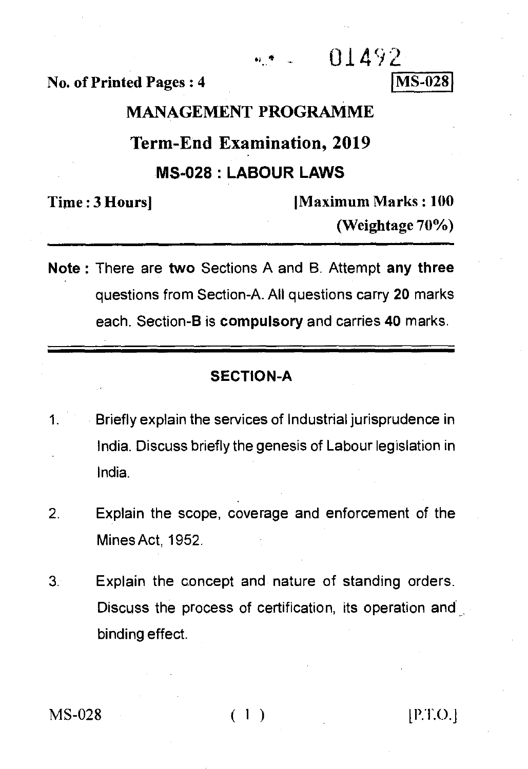01492

No. of Printed Pages : 4

**MS-028**

# MANAGEMENT PROGRAMME

## Term-End Examination, 2019

## MS-028 : LABOUR LAWS

**Time : 3 Hours]** **[Maximum Marks : 100**
**(Weightage 70%)**

**Note :** There are **two** Sections A and B. Attempt **any three** questions from Section-A. All questions carry **20** marks each. Section-**B** is **compulsory** and carries **40** marks.

### SECTION-A

1. Briefly explain the services of Industrial jurisprudence in India. Discuss briefly the genesis of Labour legislation in India.

2. Explain the scope, coverage and enforcement of the Mines Act, 1952.

3. Explain the concept and nature of standing orders. Discuss the process of certification, its operation and binding effect.

[P.T.O.]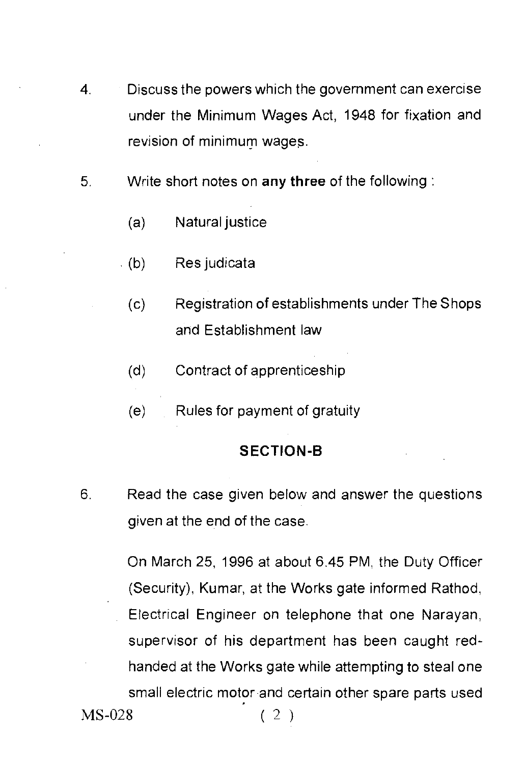4. Discuss the powers which the government can exercise under the Minimum Wages Act, 1948 for fixation and revision of minimum wages.

5. Write short notes on **any three** of the following :

   (a) Natural justice

   (b) Res judicata

   (c) Registration of establishments under The Shops and Establishment law

   (d) Contract of apprenticeship

   (e) Rules for payment of gratuity

## SECTION-B

6. Read the case given below and answer the questions given at the end of the case.

   On March 25, 1996 at about 6.45 PM, the Duty Officer (Security), Kumar, at the Works gate informed Rathod, Electrical Engineer on telephone that one Narayan, supervisor of his department has been caught red-handed at the Works gate while attempting to steal one small electric motor and certain other spare parts used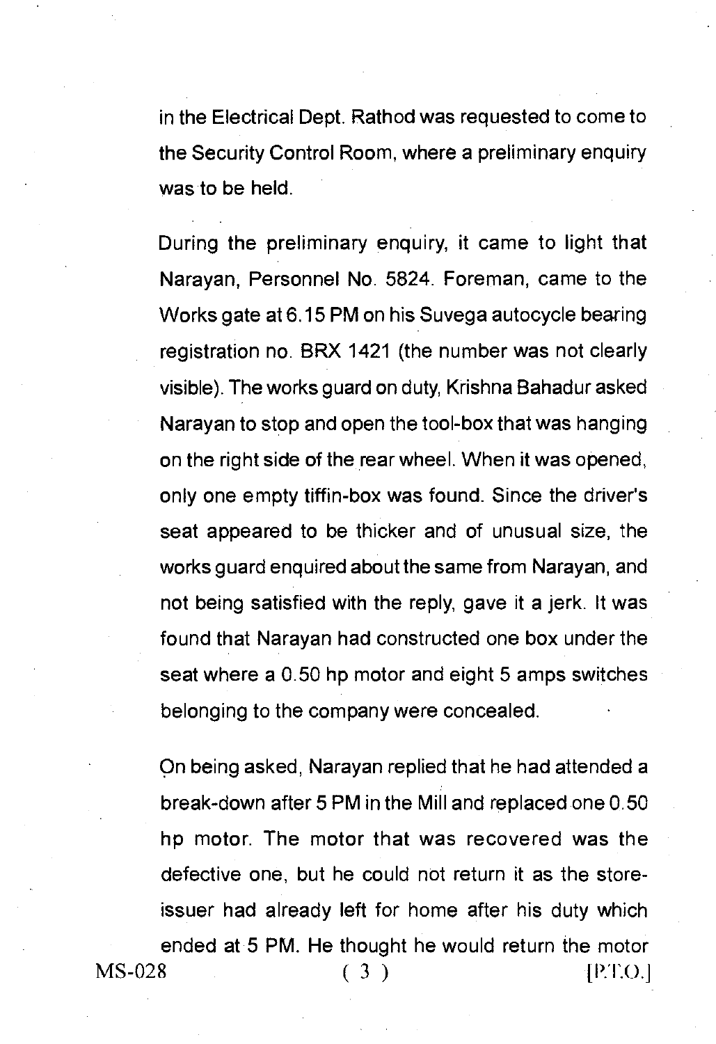in the Electrical Dept. Rathod was requested to come to the Security Control Room, where a preliminary enquiry was to be held.

During the preliminary enquiry, it came to light that Narayan, Personnel No. 5824. Foreman, came to the Works gate at 6.15 PM on his Suvega autocycle bearing registration no. BRX 1421 (the number was not clearly visible). The works guard on duty, Krishna Bahadur asked Narayan to stop and open the tool-box that was hanging on the right side of the rear wheel. When it was opened, only one empty tiffin-box was found. Since the driver's seat appeared to be thicker and of unusual size, the works guard enquired about the same from Narayan, and not being satisfied with the reply, gave it a jerk. It was found that Narayan had constructed one box under the seat where a 0.50 hp motor and eight 5 amps switches belonging to the company were concealed.

On being asked, Narayan replied that he had attended a break-down after 5 PM in the Mill and replaced one 0.50 hp motor. The motor that was recovered was the defective one, but he could not return it as the store-issuer had already left for home after his duty which ended at 5 PM. He thought he would return the motor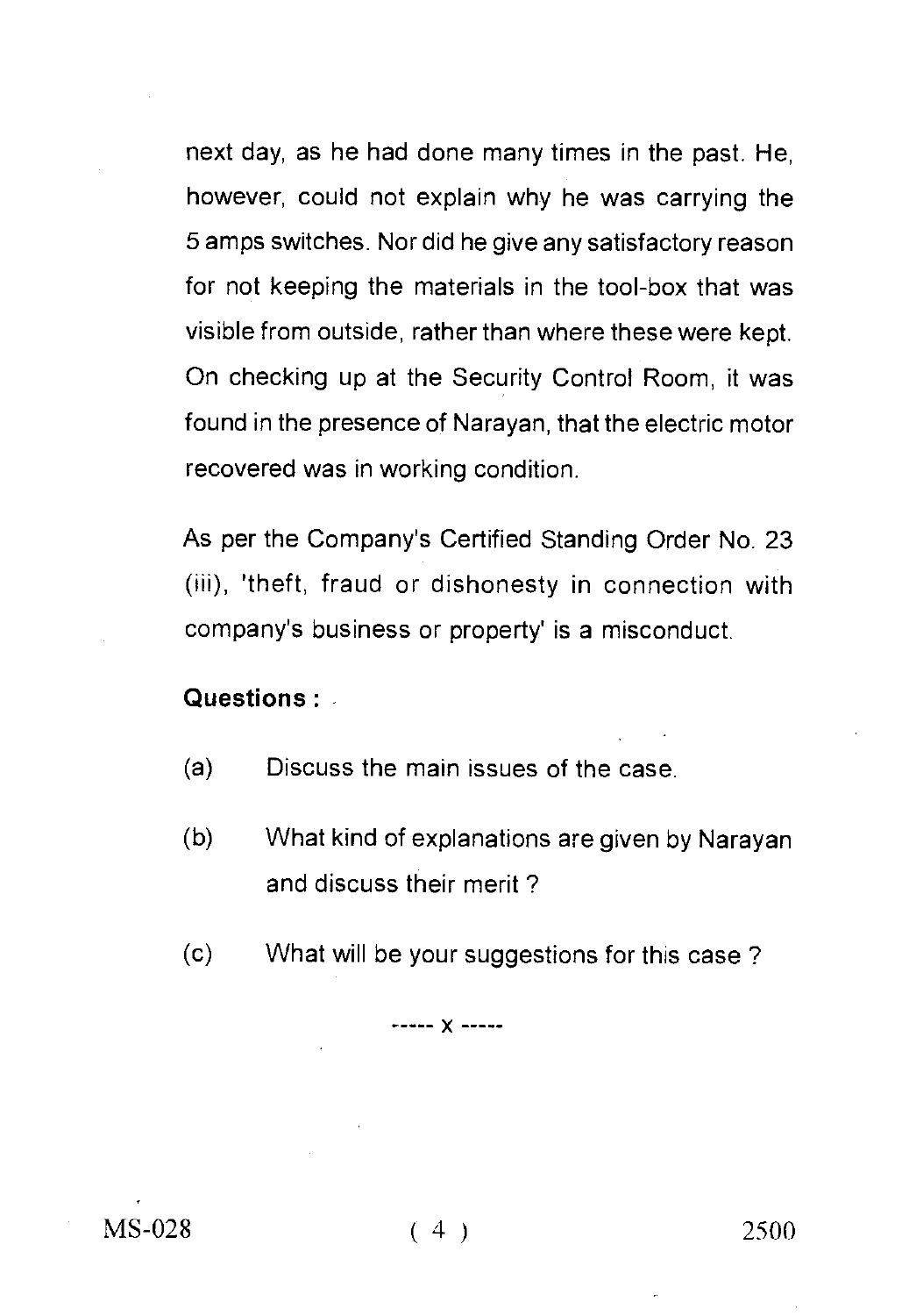next day, as he had done many times in the past. He, however, could not explain why he was carrying the 5 amps switches. Nor did he give any satisfactory reason for not keeping the materials in the tool-box that was visible from outside, rather than where these were kept. On checking up at the Security Control Room, it was found in the presence of Narayan, that the electric motor recovered was in working condition.

As per the Company's Certified Standing Order No. 23 (iii), 'theft, fraud or dishonesty in connection with company's business or property' is a misconduct.

**Questions :**

(a) Discuss the main issues of the case.

(b) What kind of explanations are given by Narayan and discuss their merit ?

(c) What will be your suggestions for this case ?

----- x -----